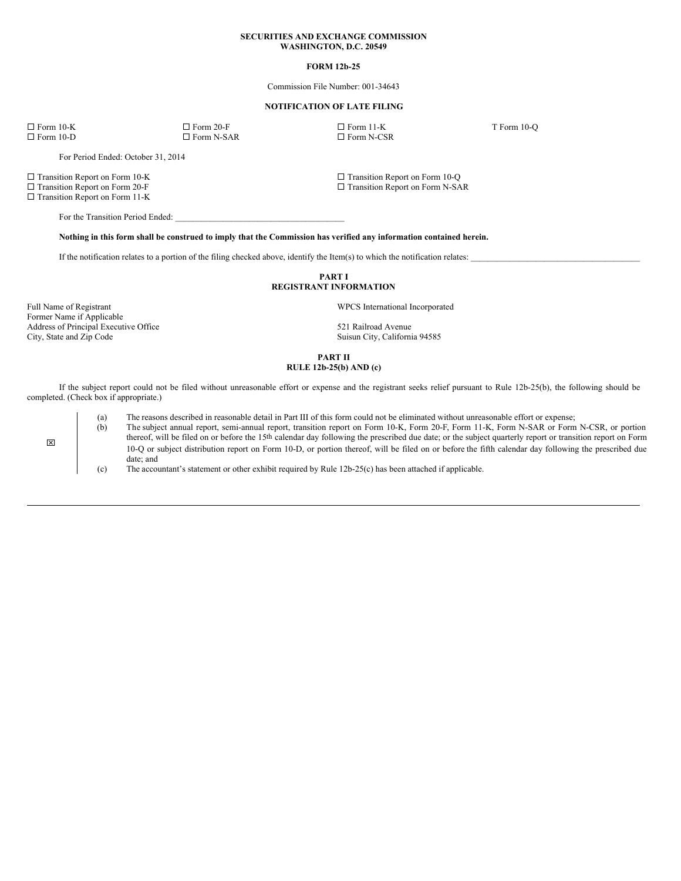**SECURITIES AND EXCHANGE COMMISSION**
**WASHINGTON, D.C. 20549**

**FORM 12b-25**

Commission File Number: 001-34643

**NOTIFICATION OF LATE FILING**

| | | | |
|---|---|---|---|
| ☐ Form 10-K | ☐ Form 20-F | ☐ Form 11-K | T Form 10-Q |
| ☐ Form 10-D | ☐ Form N-SAR | ☐ Form N-CSR | |

For Period Ended: October 31, 2014

☐ Transition Report on Form 10-K
☐ Transition Report on Form 20-F
☐ Transition Report on Form 11-K
☐ Transition Report on Form 10-Q
☐ Transition Report on Form N-SAR

For the Transition Period Ended: ______________________________________

**Nothing in this form shall be construed to imply that the Commission has verified any information contained herein.**

If the notification relates to a portion of the filing checked above, identify the Item(s) to which the notification relates: ______________________________________

**PART I**
**REGISTRANT INFORMATION**

| | |
|---|---|
| Full Name of Registrant | WPCS International Incorporated |
| Former Name if Applicable | |
| Address of Principal Executive Office | 521 Railroad Avenue |
| City, State and Zip Code | Suisun City, California 94585 |

**PART II**
**RULE 12b-25(b) AND (c)**

If the subject report could not be filed without unreasonable effort or expense and the registrant seeks relief pursuant to Rule 12b-25(b), the following should be completed. (Check box if appropriate.)

☒

(a) The reasons described in reasonable detail in Part III of this form could not be eliminated without unreasonable effort or expense;

(b) The subject annual report, semi-annual report, transition report on Form 10-K, Form 20-F, Form 11-K, Form N-SAR or Form N-CSR, or portion thereof, will be filed on or before the 15th calendar day following the prescribed due date; or the subject quarterly report or transition report on Form 10-Q or subject distribution report on Form 10-D, or portion thereof, will be filed on or before the fifth calendar day following the prescribed due date; and

(c) The accountant's statement or other exhibit required by Rule 12b-25(c) has been attached if applicable.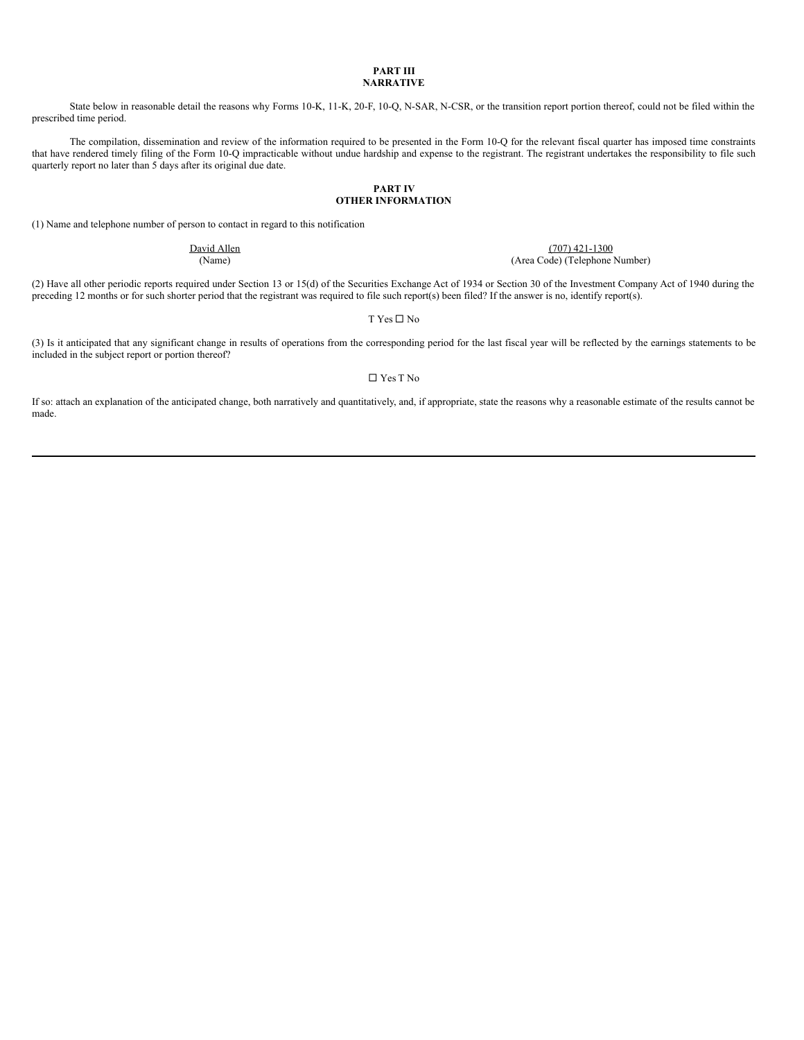## PART III
## NARRATIVE

State below in reasonable detail the reasons why Forms 10-K, 11-K, 20-F, 10-Q, N-SAR, N-CSR, or the transition report portion thereof, could not be filed within the prescribed time period.

The compilation, dissemination and review of the information required to be presented in the Form 10-Q for the relevant fiscal quarter has imposed time constraints that have rendered timely filing of the Form 10-Q impracticable without undue hardship and expense to the registrant. The registrant undertakes the responsibility to file such quarterly report no later than 5 days after its original due date.

## PART IV
## OTHER INFORMATION

(1) Name and telephone number of person to contact in regard to this notification

| | |
|---|---|
| David Allen | (707) 421-1300 |
| (Name) | (Area Code) (Telephone Number) |

(2) Have all other periodic reports required under Section 13 or 15(d) of the Securities Exchange Act of 1934 or Section 30 of the Investment Company Act of 1940 during the preceding 12 months or for such shorter period that the registrant was required to file such report(s) been filed? If the answer is no, identify report(s).

T Yes ☐ No

(3) Is it anticipated that any significant change in results of operations from the corresponding period for the last fiscal year will be reflected by the earnings statements to be included in the subject report or portion thereof?

☐ Yes T No

If so: attach an explanation of the anticipated change, both narratively and quantitatively, and, if appropriate, state the reasons why a reasonable estimate of the results cannot be made.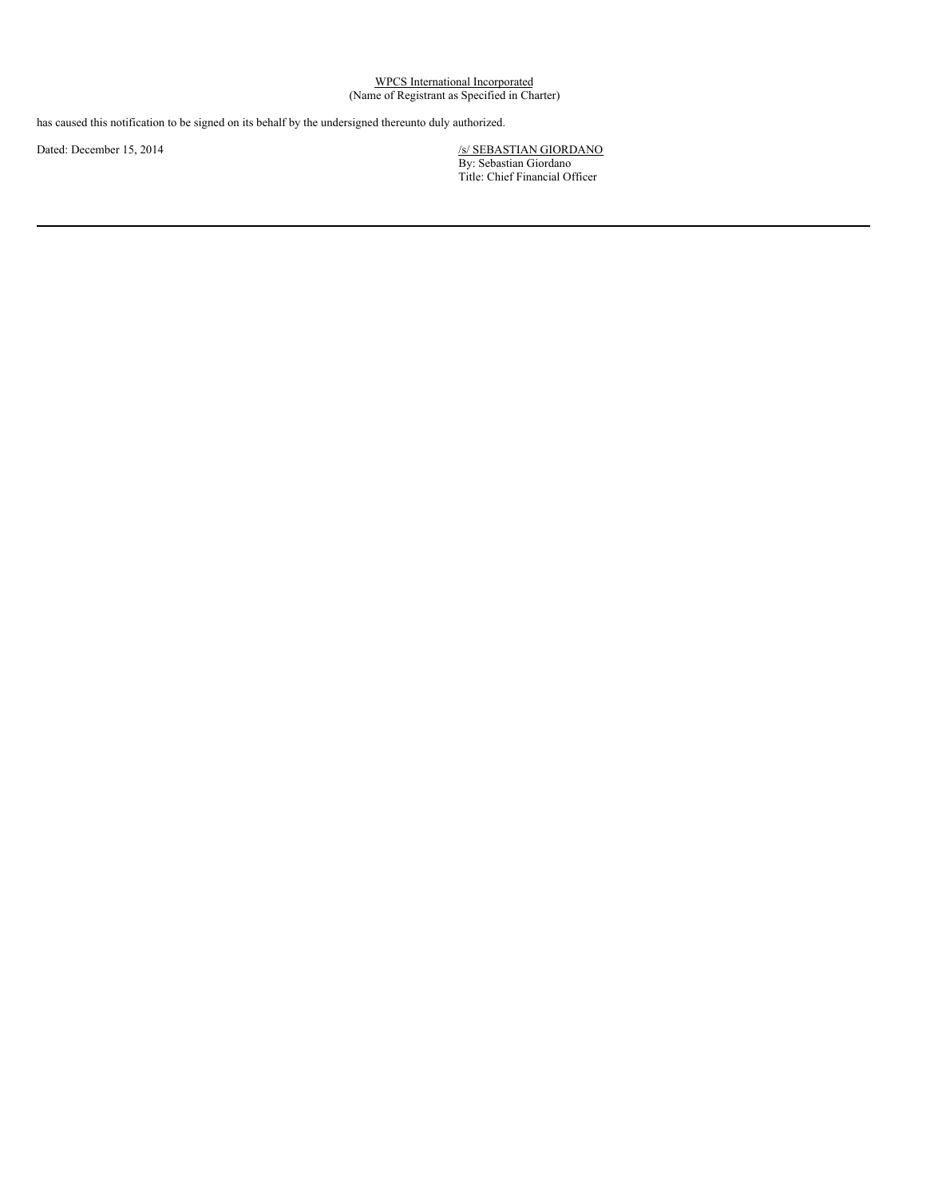<u>WPCS International Incorporated</u>
(Name of Registrant as Specified in Charter)

has caused this notification to be signed on its behalf by the undersigned thereunto duly authorized.

| | |
|---|---|
| Dated: December 15, 2014 | <u>/s/ SEBASTIAN GIORDANO</u><br>By: Sebastian Giordano<br>Title: Chief Financial Officer |